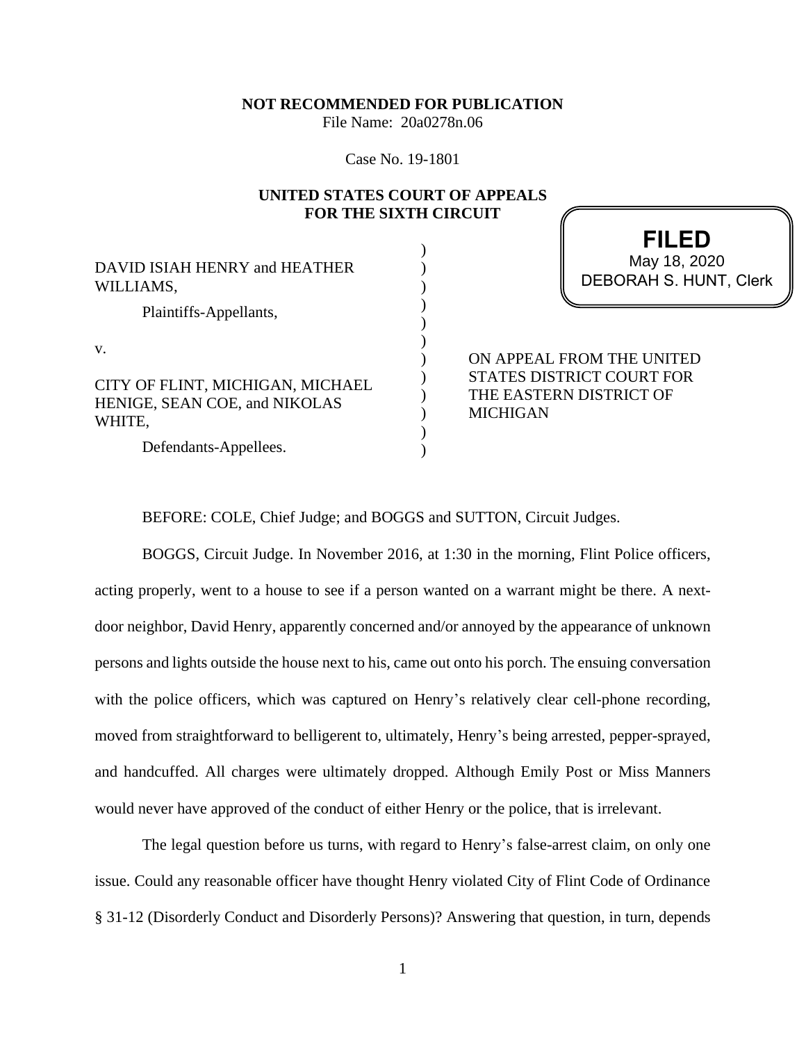**NOT RECOMMENDED FOR PUBLICATION**

File Name: 20a0278n.06

Case No. 19-1801

**UNITED STATES COURT OF APPEALS FOR THE SIXTH CIRCUIT**

**FILED**
May 18, 2020
DEBORAH S. HUNT, Clerk

DAVID ISIAH HENRY and HEATHER WILLIAMS,

Plaintiffs-Appellants,

v.

CITY OF FLINT, MICHIGAN, MICHAEL HENIGE, SEAN COE, and NIKOLAS WHITE,

Defendants-Appellees.

ON APPEAL FROM THE UNITED STATES DISTRICT COURT FOR THE EASTERN DISTRICT OF MICHIGAN

BEFORE: COLE, Chief Judge; and BOGGS and SUTTON, Circuit Judges.

BOGGS, Circuit Judge. In November 2016, at 1:30 in the morning, Flint Police officers, acting properly, went to a house to see if a person wanted on a warrant might be there. A next-door neighbor, David Henry, apparently concerned and/or annoyed by the appearance of unknown persons and lights outside the house next to his, came out onto his porch. The ensuing conversation with the police officers, which was captured on Henry's relatively clear cell-phone recording, moved from straightforward to belligerent to, ultimately, Henry's being arrested, pepper-sprayed, and handcuffed. All charges were ultimately dropped. Although Emily Post or Miss Manners would never have approved of the conduct of either Henry or the police, that is irrelevant.

The legal question before us turns, with regard to Henry's false-arrest claim, on only one issue. Could any reasonable officer have thought Henry violated City of Flint Code of Ordinance § 31-12 (Disorderly Conduct and Disorderly Persons)? Answering that question, in turn, depends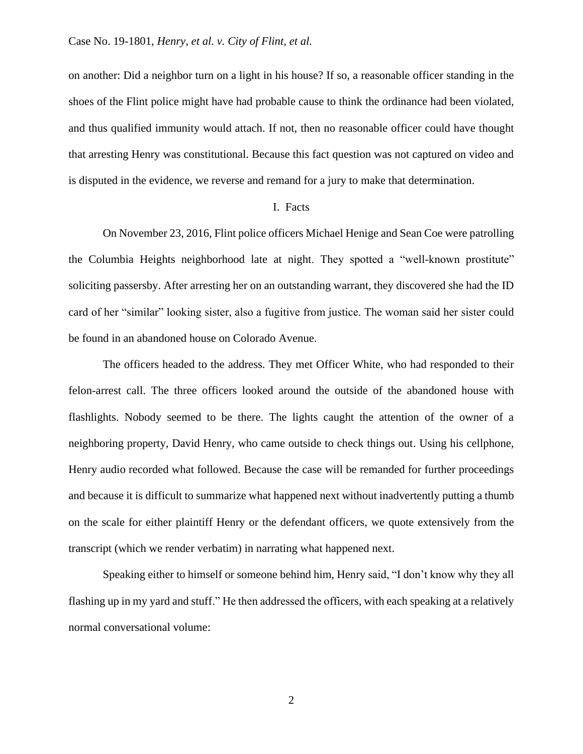on another: Did a neighbor turn on a light in his house? If so, a reasonable officer standing in the shoes of the Flint police might have had probable cause to think the ordinance had been violated, and thus qualified immunity would attach. If not, then no reasonable officer could have thought that arresting Henry was constitutional. Because this fact question was not captured on video and is disputed in the evidence, we reverse and remand for a jury to make that determination.

## I. Facts

On November 23, 2016, Flint police officers Michael Henige and Sean Coe were patrolling the Columbia Heights neighborhood late at night. They spotted a "well-known prostitute" soliciting passersby. After arresting her on an outstanding warrant, they discovered she had the ID card of her "similar" looking sister, also a fugitive from justice. The woman said her sister could be found in an abandoned house on Colorado Avenue.

The officers headed to the address. They met Officer White, who had responded to their felon-arrest call. The three officers looked around the outside of the abandoned house with flashlights. Nobody seemed to be there. The lights caught the attention of the owner of a neighboring property, David Henry, who came outside to check things out. Using his cellphone, Henry audio recorded what followed. Because the case will be remanded for further proceedings and because it is difficult to summarize what happened next without inadvertently putting a thumb on the scale for either plaintiff Henry or the defendant officers, we quote extensively from the transcript (which we render verbatim) in narrating what happened next.

Speaking either to himself or someone behind him, Henry said, "I don't know why they all flashing up in my yard and stuff." He then addressed the officers, with each speaking at a relatively normal conversational volume: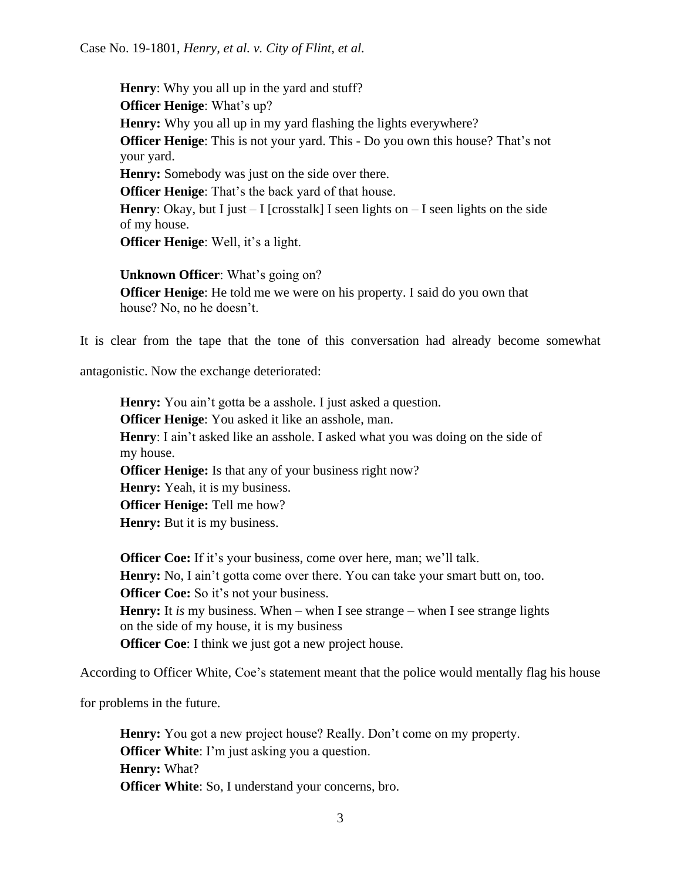**Henry**: Why you all up in the yard and stuff?
**Officer Henige**: What's up?
**Henry:** Why you all up in my yard flashing the lights everywhere?
**Officer Henige**: This is not your yard. This - Do you own this house? That's not your yard.
**Henry:** Somebody was just on the side over there.
**Officer Henige**: That's the back yard of that house.
**Henry**: Okay, but I just – I [crosstalk] I seen lights on – I seen lights on the side of my house.
**Officer Henige**: Well, it's a light.

**Unknown Officer**: What's going on?
**Officer Henige**: He told me we were on his property. I said do you own that house? No, no he doesn't.

It is clear from the tape that the tone of this conversation had already become somewhat antagonistic. Now the exchange deteriorated:

**Henry:** You ain't gotta be a asshole. I just asked a question.
**Officer Henige**: You asked it like an asshole, man.
**Henry**: I ain't asked like an asshole. I asked what you was doing on the side of my house.
**Officer Henige:** Is that any of your business right now?
**Henry:** Yeah, it is my business.
**Officer Henige:** Tell me how?
**Henry:** But it is my business.

**Officer Coe:** If it's your business, come over here, man; we'll talk.
**Henry:** No, I ain't gotta come over there. You can take your smart butt on, too.
**Officer Coe:** So it's not your business.
**Henry:** It *is* my business. When – when I see strange – when I see strange lights on the side of my house, it is my business
**Officer Coe**: I think we just got a new project house.

According to Officer White, Coe's statement meant that the police would mentally flag his house for problems in the future.

**Henry:** You got a new project house? Really. Don't come on my property.
**Officer White**: I'm just asking you a question.
**Henry:** What?
**Officer White**: So, I understand your concerns, bro.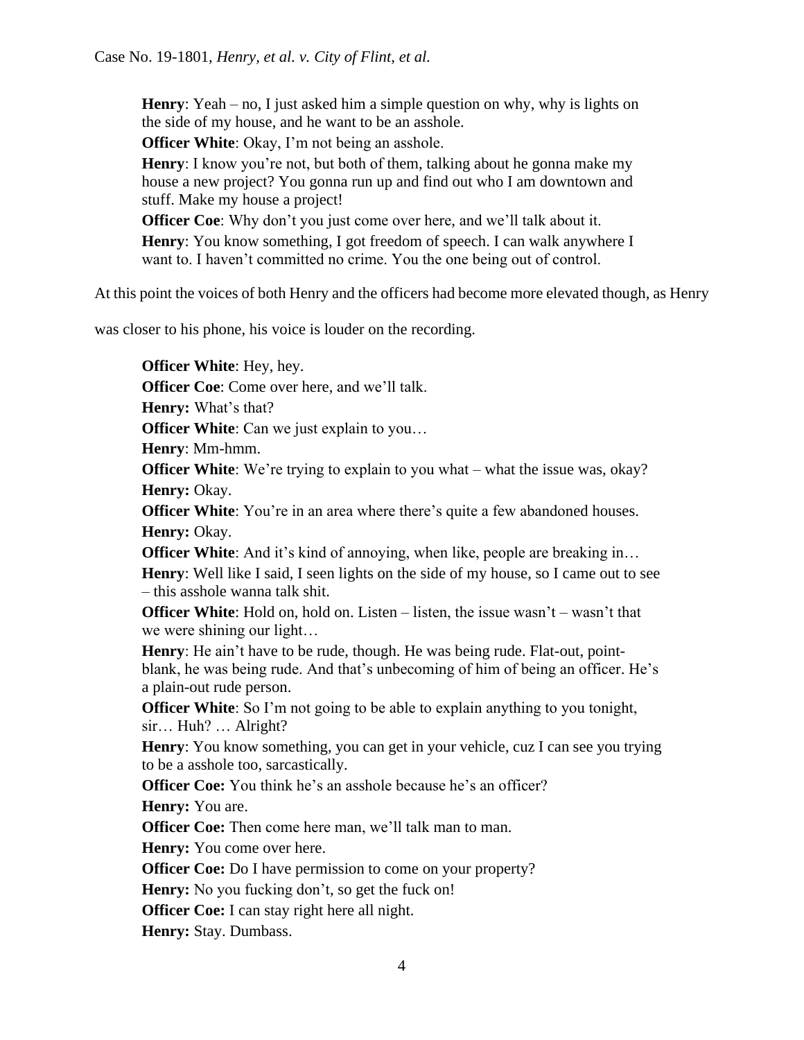**Henry**: Yeah – no, I just asked him a simple question on why, why is lights on the side of my house, and he want to be an asshole.

**Officer White**: Okay, I'm not being an asshole.

**Henry**: I know you're not, but both of them, talking about he gonna make my house a new project? You gonna run up and find out who I am downtown and stuff. Make my house a project!

**Officer Coe**: Why don't you just come over here, and we'll talk about it.

**Henry**: You know something, I got freedom of speech. I can walk anywhere I want to. I haven't committed no crime. You the one being out of control.

At this point the voices of both Henry and the officers had become more elevated though, as Henry was closer to his phone, his voice is louder on the recording.

**Officer White**: Hey, hey.

**Officer Coe**: Come over here, and we'll talk.

**Henry:** What's that?

**Officer White**: Can we just explain to you…

**Henry**: Mm-hmm.

**Officer White**: We're trying to explain to you what – what the issue was, okay?

**Henry:** Okay.

**Officer White**: You're in an area where there's quite a few abandoned houses.

**Henry:** Okay.

**Officer White**: And it's kind of annoying, when like, people are breaking in…

**Henry**: Well like I said, I seen lights on the side of my house, so I came out to see – this asshole wanna talk shit.

**Officer White**: Hold on, hold on. Listen – listen, the issue wasn't – wasn't that we were shining our light…

**Henry**: He ain't have to be rude, though. He was being rude. Flat-out, point-blank, he was being rude. And that's unbecoming of him of being an officer. He's a plain-out rude person.

**Officer White**: So I'm not going to be able to explain anything to you tonight, sir… Huh? … Alright?

**Henry**: You know something, you can get in your vehicle, cuz I can see you trying to be a asshole too, sarcastically.

**Officer Coe:** You think he's an asshole because he's an officer?

**Henry:** You are.

**Officer Coe:** Then come here man, we'll talk man to man.

**Henry:** You come over here.

**Officer Coe:** Do I have permission to come on your property?

**Henry:** No you fucking don't, so get the fuck on!

**Officer Coe:** I can stay right here all night.

**Henry:** Stay. Dumbass.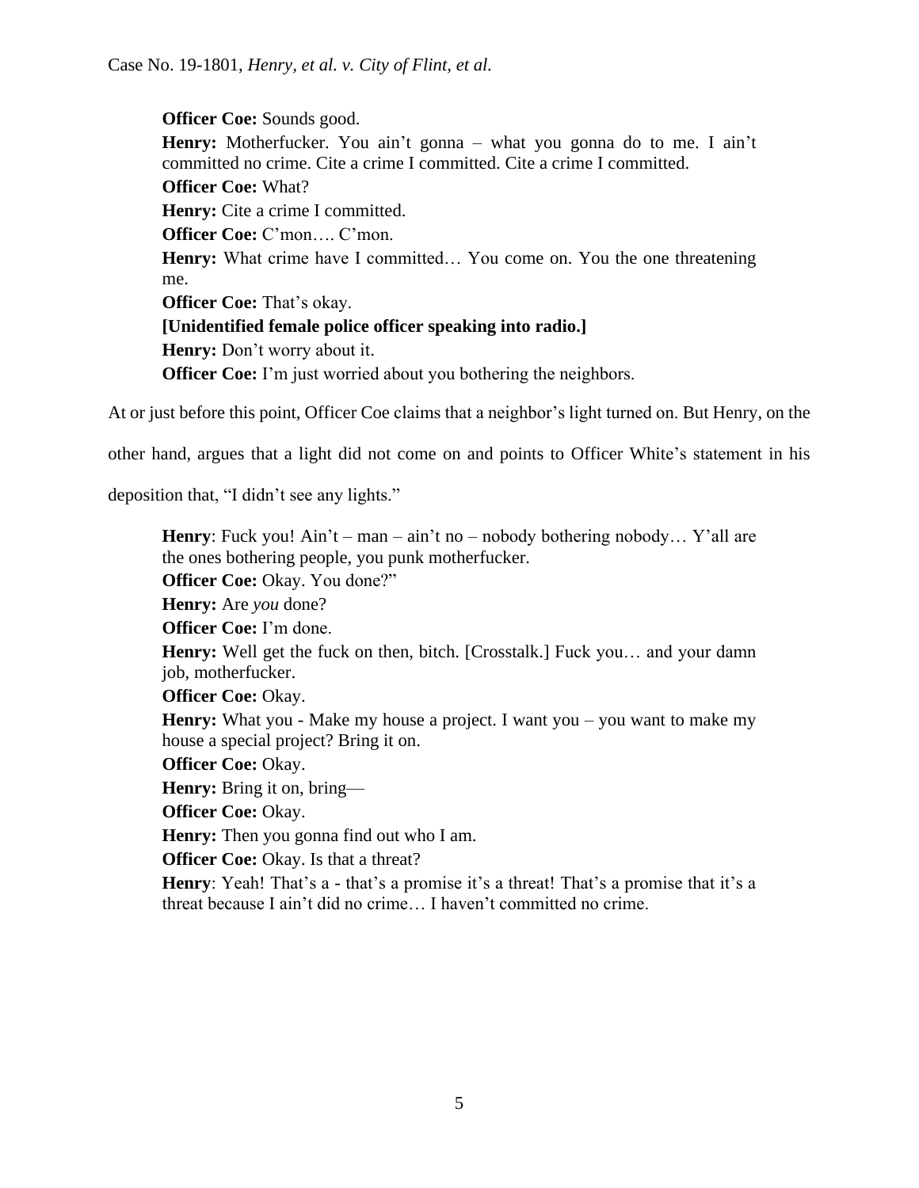**Officer Coe:** Sounds good.

**Henry:** Motherfucker. You ain't gonna – what you gonna do to me. I ain't committed no crime. Cite a crime I committed. Cite a crime I committed.

**Officer Coe:** What?

**Henry:** Cite a crime I committed.

**Officer Coe:** C'mon…. C'mon.

**Henry:** What crime have I committed… You come on. You the one threatening me.

**Officer Coe:** That's okay.

**[Unidentified female police officer speaking into radio.]**

**Henry:** Don't worry about it.

**Officer Coe:** I'm just worried about you bothering the neighbors.

At or just before this point, Officer Coe claims that a neighbor's light turned on. But Henry, on the other hand, argues that a light did not come on and points to Officer White's statement in his deposition that, "I didn't see any lights."

**Henry**: Fuck you! Ain't – man – ain't no – nobody bothering nobody… Y'all are the ones bothering people, you punk motherfucker.

**Officer Coe:** Okay. You done?"

**Henry:** Are *you* done?

**Officer Coe:** I'm done.

**Henry:** Well get the fuck on then, bitch. [Crosstalk.] Fuck you… and your damn job, motherfucker.

**Officer Coe:** Okay.

**Henry:** What you - Make my house a project. I want you – you want to make my house a special project? Bring it on.

**Officer Coe:** Okay.

**Henry:** Bring it on, bring—

**Officer Coe:** Okay.

**Henry:** Then you gonna find out who I am.

**Officer Coe:** Okay. Is that a threat?

**Henry**: Yeah! That's a - that's a promise it's a threat! That's a promise that it's a threat because I ain't did no crime… I haven't committed no crime.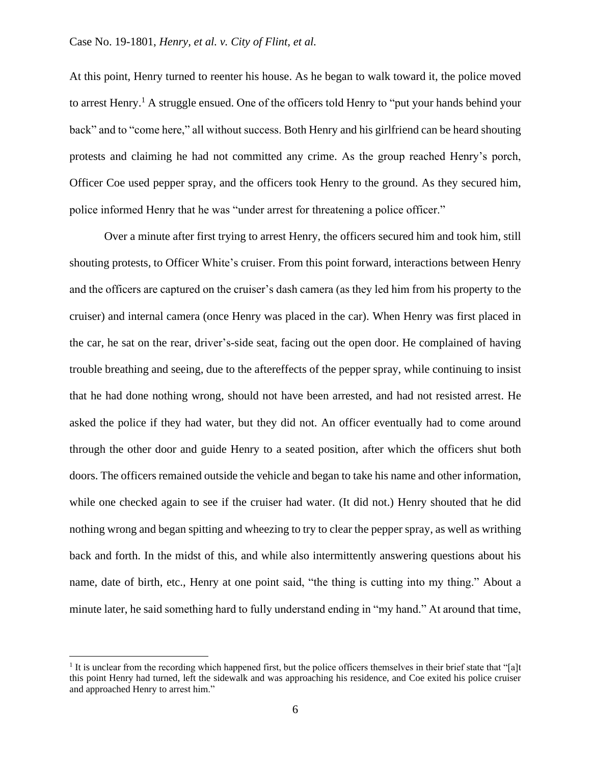At this point, Henry turned to reenter his house. As he began to walk toward it, the police moved to arrest Henry.[1] A struggle ensued. One of the officers told Henry to "put your hands behind your back" and to "come here," all without success. Both Henry and his girlfriend can be heard shouting protests and claiming he had not committed any crime. As the group reached Henry's porch, Officer Coe used pepper spray, and the officers took Henry to the ground. As they secured him, police informed Henry that he was "under arrest for threatening a police officer."

Over a minute after first trying to arrest Henry, the officers secured him and took him, still shouting protests, to Officer White's cruiser. From this point forward, interactions between Henry and the officers are captured on the cruiser's dash camera (as they led him from his property to the cruiser) and internal camera (once Henry was placed in the car). When Henry was first placed in the car, he sat on the rear, driver's-side seat, facing out the open door. He complained of having trouble breathing and seeing, due to the aftereffects of the pepper spray, while continuing to insist that he had done nothing wrong, should not have been arrested, and had not resisted arrest. He asked the police if they had water, but they did not. An officer eventually had to come around through the other door and guide Henry to a seated position, after which the officers shut both doors. The officers remained outside the vehicle and began to take his name and other information, while one checked again to see if the cruiser had water. (It did not.) Henry shouted that he did nothing wrong and began spitting and wheezing to try to clear the pepper spray, as well as writhing back and forth. In the midst of this, and while also intermittently answering questions about his name, date of birth, etc., Henry at one point said, "the thing is cutting into my thing." About a minute later, he said something hard to fully understand ending in "my hand." At around that time,

[1] It is unclear from the recording which happened first, but the police officers themselves in their brief state that "[a]t this point Henry had turned, left the sidewalk and was approaching his residence, and Coe exited his police cruiser and approached Henry to arrest him."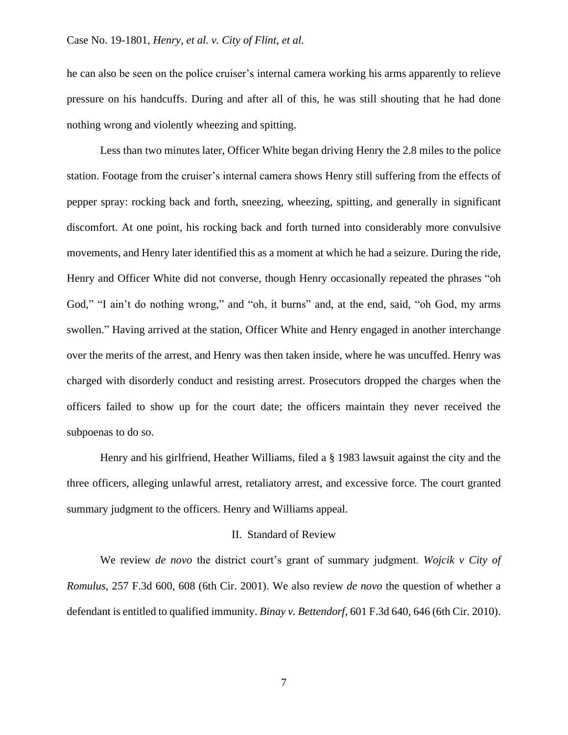he can also be seen on the police cruiser's internal camera working his arms apparently to relieve pressure on his handcuffs. During and after all of this, he was still shouting that he had done nothing wrong and violently wheezing and spitting.

Less than two minutes later, Officer White began driving Henry the 2.8 miles to the police station. Footage from the cruiser's internal camera shows Henry still suffering from the effects of pepper spray: rocking back and forth, sneezing, wheezing, spitting, and generally in significant discomfort. At one point, his rocking back and forth turned into considerably more convulsive movements, and Henry later identified this as a moment at which he had a seizure. During the ride, Henry and Officer White did not converse, though Henry occasionally repeated the phrases "oh God," "I ain't do nothing wrong," and "oh, it burns" and, at the end, said, "oh God, my arms swollen." Having arrived at the station, Officer White and Henry engaged in another interchange over the merits of the arrest, and Henry was then taken inside, where he was uncuffed. Henry was charged with disorderly conduct and resisting arrest. Prosecutors dropped the charges when the officers failed to show up for the court date; the officers maintain they never received the subpoenas to do so.

Henry and his girlfriend, Heather Williams, filed a § 1983 lawsuit against the city and the three officers, alleging unlawful arrest, retaliatory arrest, and excessive force. The court granted summary judgment to the officers. Henry and Williams appeal.

## II. Standard of Review

We review *de novo* the district court's grant of summary judgment. *Wojcik v City of Romulus*, 257 F.3d 600, 608 (6th Cir. 2001). We also review *de novo* the question of whether a defendant is entitled to qualified immunity. *Binay v. Bettendorf*, 601 F.3d 640, 646 (6th Cir. 2010).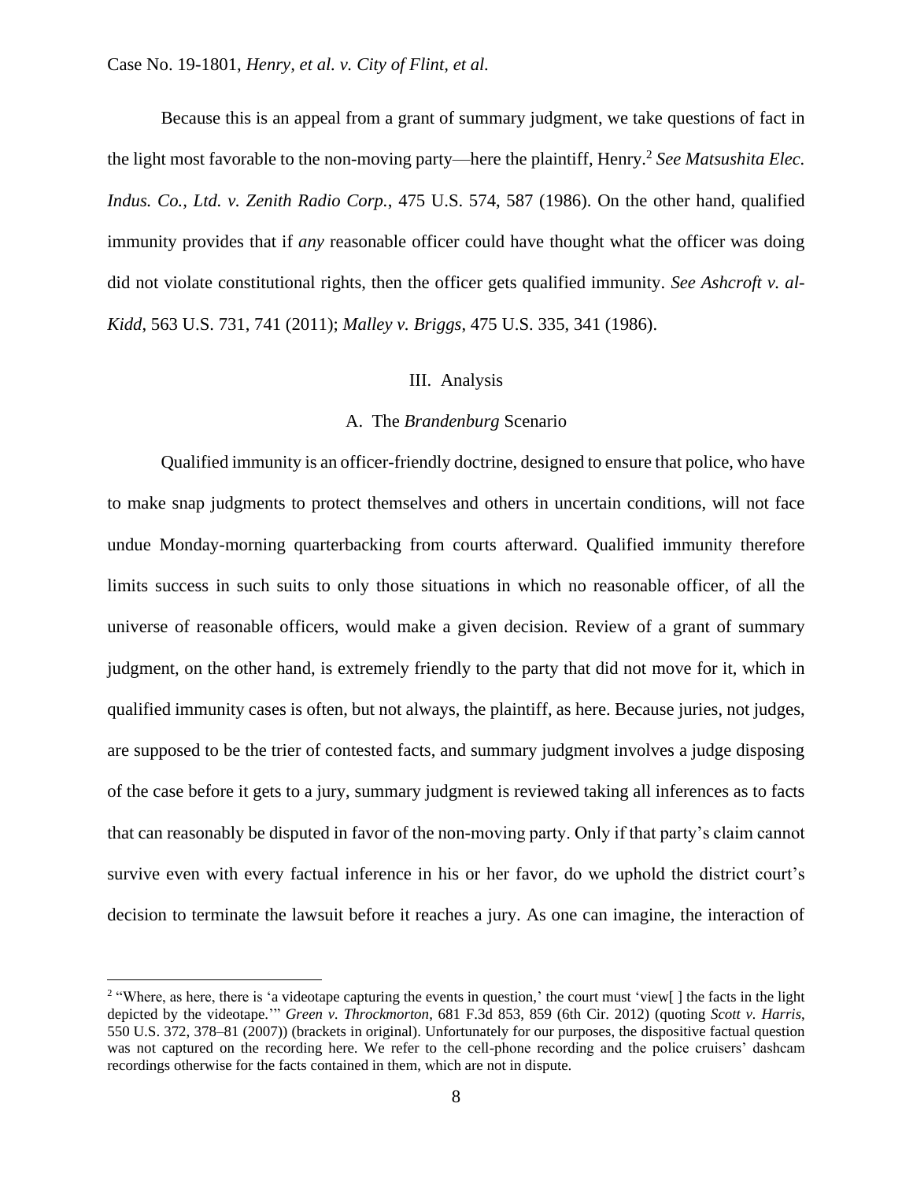Because this is an appeal from a grant of summary judgment, we take questions of fact in the light most favorable to the non-moving party—here the plaintiff, Henry.[2] *See Matsushita Elec. Indus. Co., Ltd. v. Zenith Radio Corp.*, 475 U.S. 574, 587 (1986). On the other hand, qualified immunity provides that if *any* reasonable officer could have thought what the officer was doing did not violate constitutional rights, then the officer gets qualified immunity. *See Ashcroft v. al-Kidd*, 563 U.S. 731, 741 (2011); *Malley v. Briggs*, 475 U.S. 335, 341 (1986).

## III. Analysis

### A. The *Brandenburg* Scenario

Qualified immunity is an officer-friendly doctrine, designed to ensure that police, who have to make snap judgments to protect themselves and others in uncertain conditions, will not face undue Monday-morning quarterbacking from courts afterward. Qualified immunity therefore limits success in such suits to only those situations in which no reasonable officer, of all the universe of reasonable officers, would make a given decision. Review of a grant of summary judgment, on the other hand, is extremely friendly to the party that did not move for it, which in qualified immunity cases is often, but not always, the plaintiff, as here. Because juries, not judges, are supposed to be the trier of contested facts, and summary judgment involves a judge disposing of the case before it gets to a jury, summary judgment is reviewed taking all inferences as to facts that can reasonably be disputed in favor of the non-moving party. Only if that party's claim cannot survive even with every factual inference in his or her favor, do we uphold the district court's decision to terminate the lawsuit before it reaches a jury. As one can imagine, the interaction of

---

[2] "Where, as here, there is 'a videotape capturing the events in question,' the court must 'view[ ] the facts in the light depicted by the videotape.'" *Green v. Throckmorton*, 681 F.3d 853, 859 (6th Cir. 2012) (quoting *Scott v. Harris*, 550 U.S. 372, 378–81 (2007)) (brackets in original). Unfortunately for our purposes, the dispositive factual question was not captured on the recording here. We refer to the cell-phone recording and the police cruisers' dashcam recordings otherwise for the facts contained in them, which are not in dispute.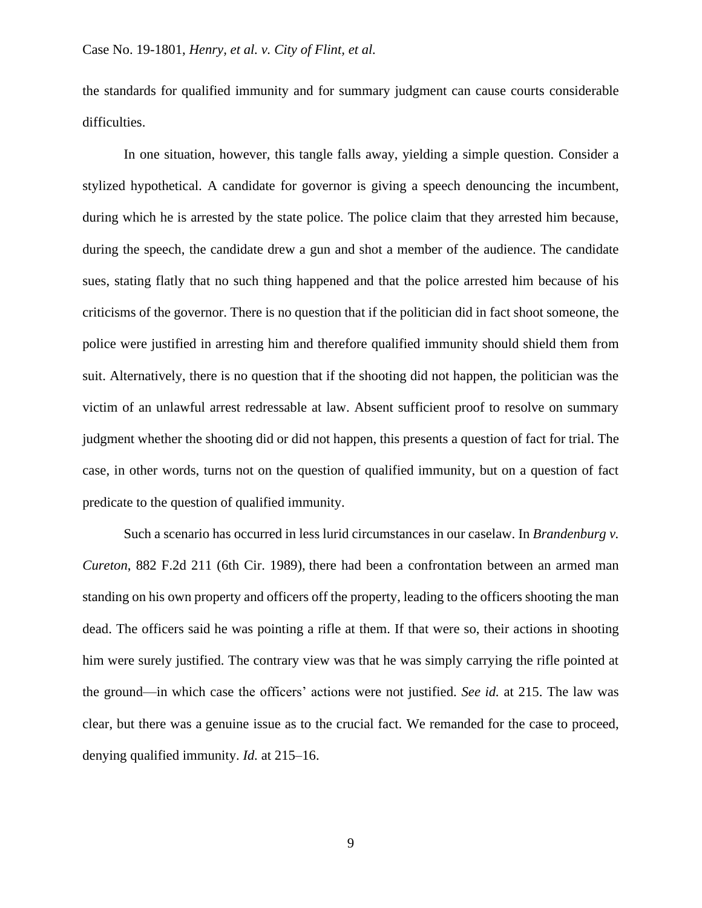the standards for qualified immunity and for summary judgment can cause courts considerable difficulties.

In one situation, however, this tangle falls away, yielding a simple question. Consider a stylized hypothetical. A candidate for governor is giving a speech denouncing the incumbent, during which he is arrested by the state police. The police claim that they arrested him because, during the speech, the candidate drew a gun and shot a member of the audience. The candidate sues, stating flatly that no such thing happened and that the police arrested him because of his criticisms of the governor. There is no question that if the politician did in fact shoot someone, the police were justified in arresting him and therefore qualified immunity should shield them from suit. Alternatively, there is no question that if the shooting did not happen, the politician was the victim of an unlawful arrest redressable at law. Absent sufficient proof to resolve on summary judgment whether the shooting did or did not happen, this presents a question of fact for trial. The case, in other words, turns not on the question of qualified immunity, but on a question of fact predicate to the question of qualified immunity.

Such a scenario has occurred in less lurid circumstances in our caselaw. In *Brandenburg v. Cureton*, 882 F.2d 211 (6th Cir. 1989), there had been a confrontation between an armed man standing on his own property and officers off the property, leading to the officers shooting the man dead. The officers said he was pointing a rifle at them. If that were so, their actions in shooting him were surely justified. The contrary view was that he was simply carrying the rifle pointed at the ground—in which case the officers' actions were not justified. *See id.* at 215. The law was clear, but there was a genuine issue as to the crucial fact. We remanded for the case to proceed, denying qualified immunity. *Id.* at 215–16.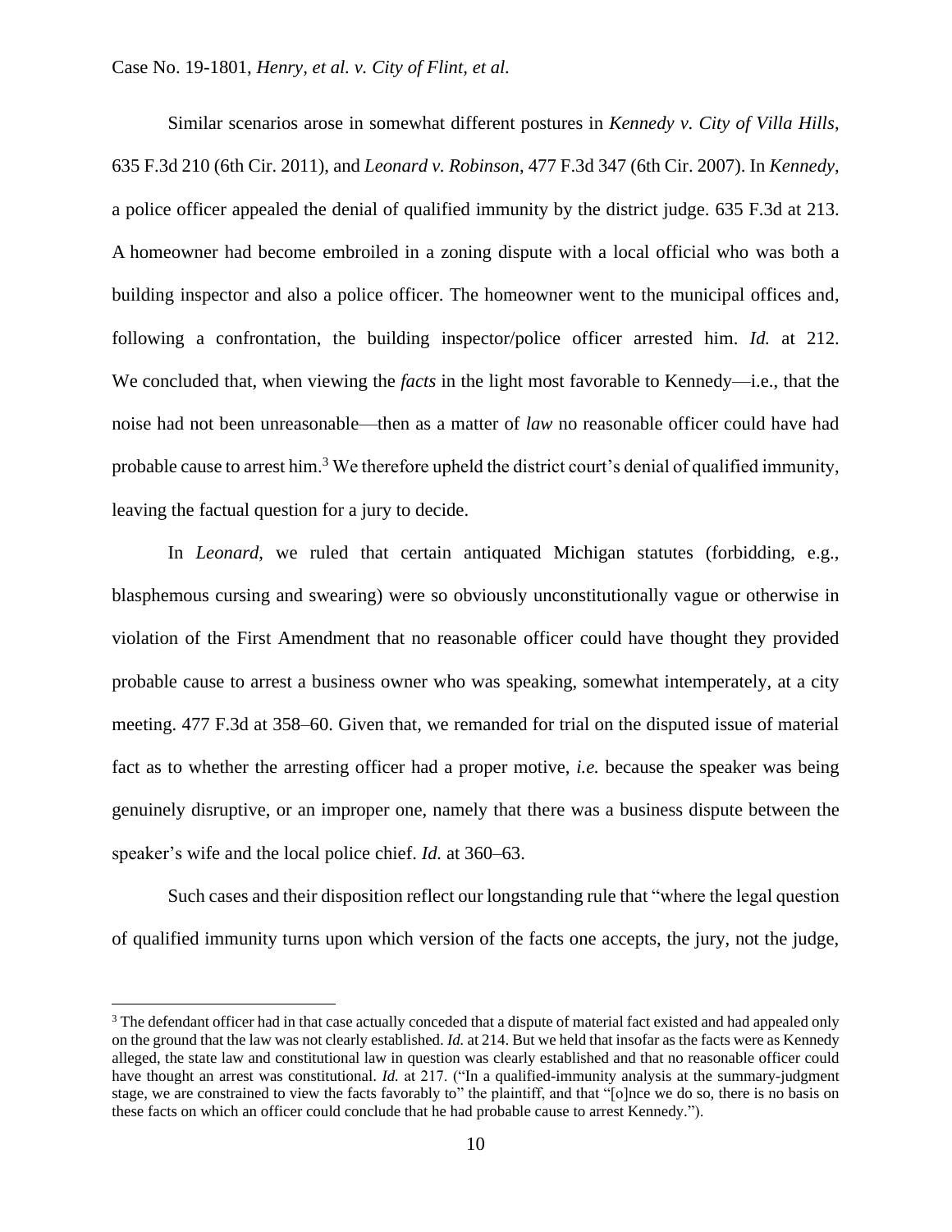Similar scenarios arose in somewhat different postures in *Kennedy v. City of Villa Hills*, 635 F.3d 210 (6th Cir. 2011), and *Leonard v. Robinson*, 477 F.3d 347 (6th Cir. 2007). In *Kennedy*, a police officer appealed the denial of qualified immunity by the district judge. 635 F.3d at 213. A homeowner had become embroiled in a zoning dispute with a local official who was both a building inspector and also a police officer. The homeowner went to the municipal offices and, following a confrontation, the building inspector/police officer arrested him. *Id.* at 212. We concluded that, when viewing the *facts* in the light most favorable to Kennedy—i.e., that the noise had not been unreasonable—then as a matter of *law* no reasonable officer could have had probable cause to arrest him.[3] We therefore upheld the district court's denial of qualified immunity, leaving the factual question for a jury to decide.

In *Leonard*, we ruled that certain antiquated Michigan statutes (forbidding, e.g., blasphemous cursing and swearing) were so obviously unconstitutionally vague or otherwise in violation of the First Amendment that no reasonable officer could have thought they provided probable cause to arrest a business owner who was speaking, somewhat intemperately, at a city meeting. 477 F.3d at 358–60. Given that, we remanded for trial on the disputed issue of material fact as to whether the arresting officer had a proper motive, *i.e.* because the speaker was being genuinely disruptive, or an improper one, namely that there was a business dispute between the speaker's wife and the local police chief. *Id.* at 360–63.

Such cases and their disposition reflect our longstanding rule that "where the legal question of qualified immunity turns upon which version of the facts one accepts, the jury, not the judge,

---

[3] The defendant officer had in that case actually conceded that a dispute of material fact existed and had appealed only on the ground that the law was not clearly established. *Id.* at 214. But we held that insofar as the facts were as Kennedy alleged, the state law and constitutional law in question was clearly established and that no reasonable officer could have thought an arrest was constitutional. *Id.* at 217. ("In a qualified-immunity analysis at the summary-judgment stage, we are constrained to view the facts favorably to" the plaintiff, and that "[o]nce we do so, there is no basis on these facts on which an officer could conclude that he had probable cause to arrest Kennedy.").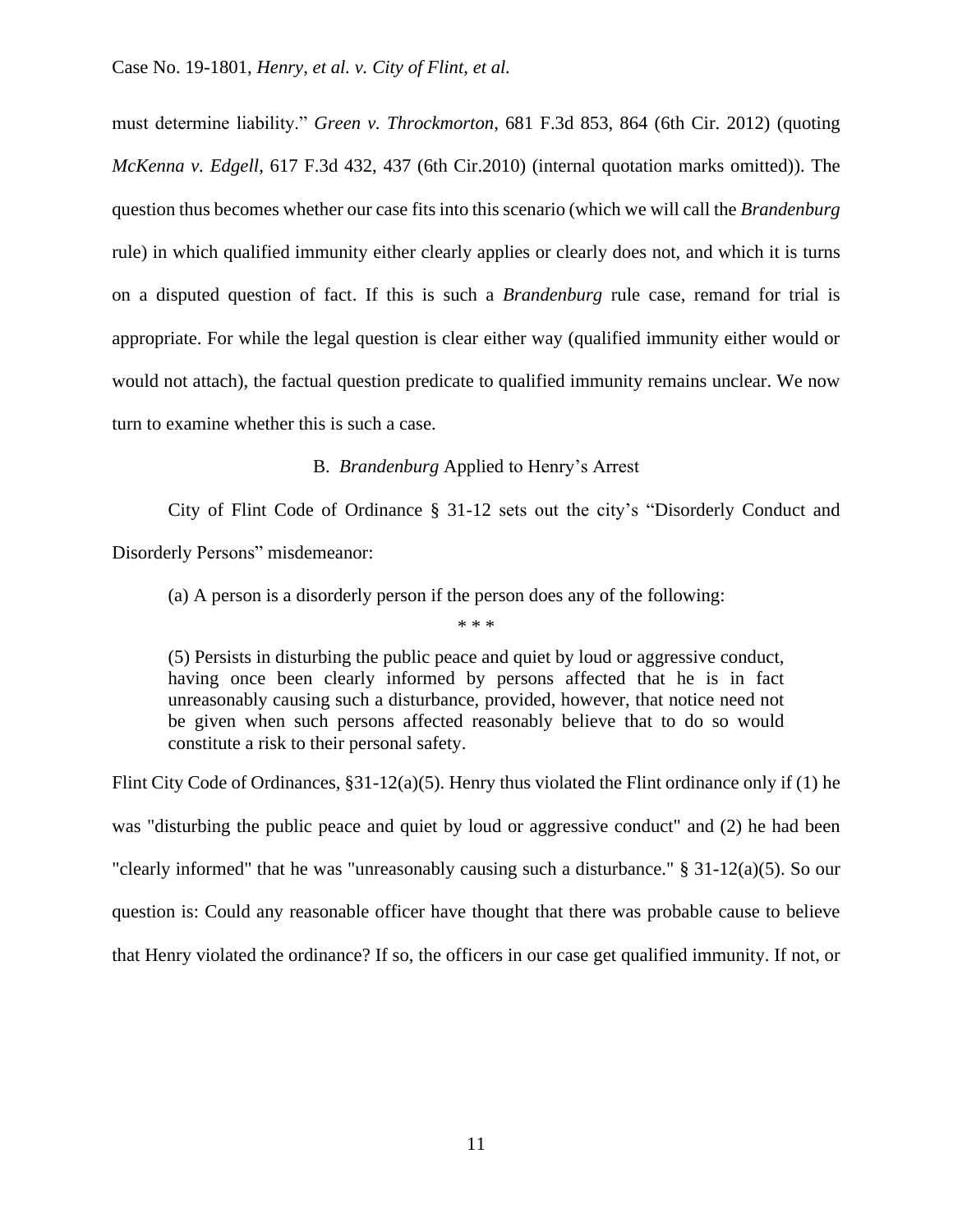must determine liability." *Green v. Throckmorton*, 681 F.3d 853, 864 (6th Cir. 2012) (quoting *McKenna v. Edgell*, 617 F.3d 432, 437 (6th Cir.2010) (internal quotation marks omitted)). The question thus becomes whether our case fits into this scenario (which we will call the *Brandenburg* rule) in which qualified immunity either clearly applies or clearly does not, and which it is turns on a disputed question of fact. If this is such a *Brandenburg* rule case, remand for trial is appropriate. For while the legal question is clear either way (qualified immunity either would or would not attach), the factual question predicate to qualified immunity remains unclear. We now turn to examine whether this is such a case.

### B. *Brandenburg* Applied to Henry's Arrest

City of Flint Code of Ordinance § 31-12 sets out the city's "Disorderly Conduct and Disorderly Persons" misdemeanor:

> (a) A person is a disorderly person if the person does any of the following:
>
> \* \* \*
>
> (5) Persists in disturbing the public peace and quiet by loud or aggressive conduct, having once been clearly informed by persons affected that he is in fact unreasonably causing such a disturbance, provided, however, that notice need not be given when such persons affected reasonably believe that to do so would constitute a risk to their personal safety.

Flint City Code of Ordinances, §31-12(a)(5). Henry thus violated the Flint ordinance only if (1) he was "disturbing the public peace and quiet by loud or aggressive conduct" and (2) he had been "clearly informed" that he was "unreasonably causing such a disturbance." § 31-12(a)(5). So our question is: Could any reasonable officer have thought that there was probable cause to believe that Henry violated the ordinance? If so, the officers in our case get qualified immunity. If not, or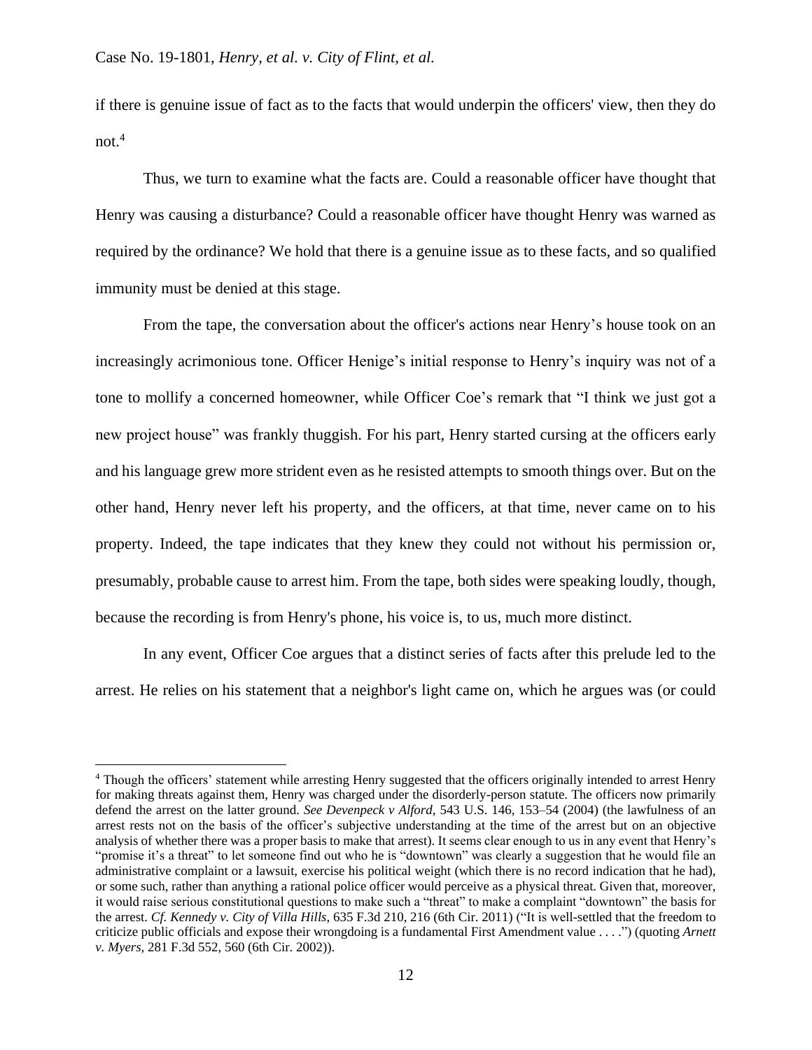if there is genuine issue of fact as to the facts that would underpin the officers' view, then they do not.[4]

Thus, we turn to examine what the facts are. Could a reasonable officer have thought that Henry was causing a disturbance? Could a reasonable officer have thought Henry was warned as required by the ordinance? We hold that there is a genuine issue as to these facts, and so qualified immunity must be denied at this stage.

From the tape, the conversation about the officer's actions near Henry's house took on an increasingly acrimonious tone. Officer Henige's initial response to Henry's inquiry was not of a tone to mollify a concerned homeowner, while Officer Coe's remark that "I think we just got a new project house" was frankly thuggish. For his part, Henry started cursing at the officers early and his language grew more strident even as he resisted attempts to smooth things over. But on the other hand, Henry never left his property, and the officers, at that time, never came on to his property. Indeed, the tape indicates that they knew they could not without his permission or, presumably, probable cause to arrest him. From the tape, both sides were speaking loudly, though, because the recording is from Henry's phone, his voice is, to us, much more distinct.

In any event, Officer Coe argues that a distinct series of facts after this prelude led to the arrest. He relies on his statement that a neighbor's light came on, which he argues was (or could

[4] Though the officers' statement while arresting Henry suggested that the officers originally intended to arrest Henry for making threats against them, Henry was charged under the disorderly-person statute. The officers now primarily defend the arrest on the latter ground. *See Devenpeck v Alford*, 543 U.S. 146, 153–54 (2004) (the lawfulness of an arrest rests not on the basis of the officer's subjective understanding at the time of the arrest but on an objective analysis of whether there was a proper basis to make that arrest). It seems clear enough to us in any event that Henry's "promise it's a threat" to let someone find out who he is "downtown" was clearly a suggestion that he would file an administrative complaint or a lawsuit, exercise his political weight (which there is no record indication that he had), or some such, rather than anything a rational police officer would perceive as a physical threat. Given that, moreover, it would raise serious constitutional questions to make such a "threat" to make a complaint "downtown" the basis for the arrest. *Cf. Kennedy v. City of Villa Hills*, 635 F.3d 210, 216 (6th Cir. 2011) ("It is well-settled that the freedom to criticize public officials and expose their wrongdoing is a fundamental First Amendment value . . . .") (quoting *Arnett v. Myers*, 281 F.3d 552, 560 (6th Cir. 2002)).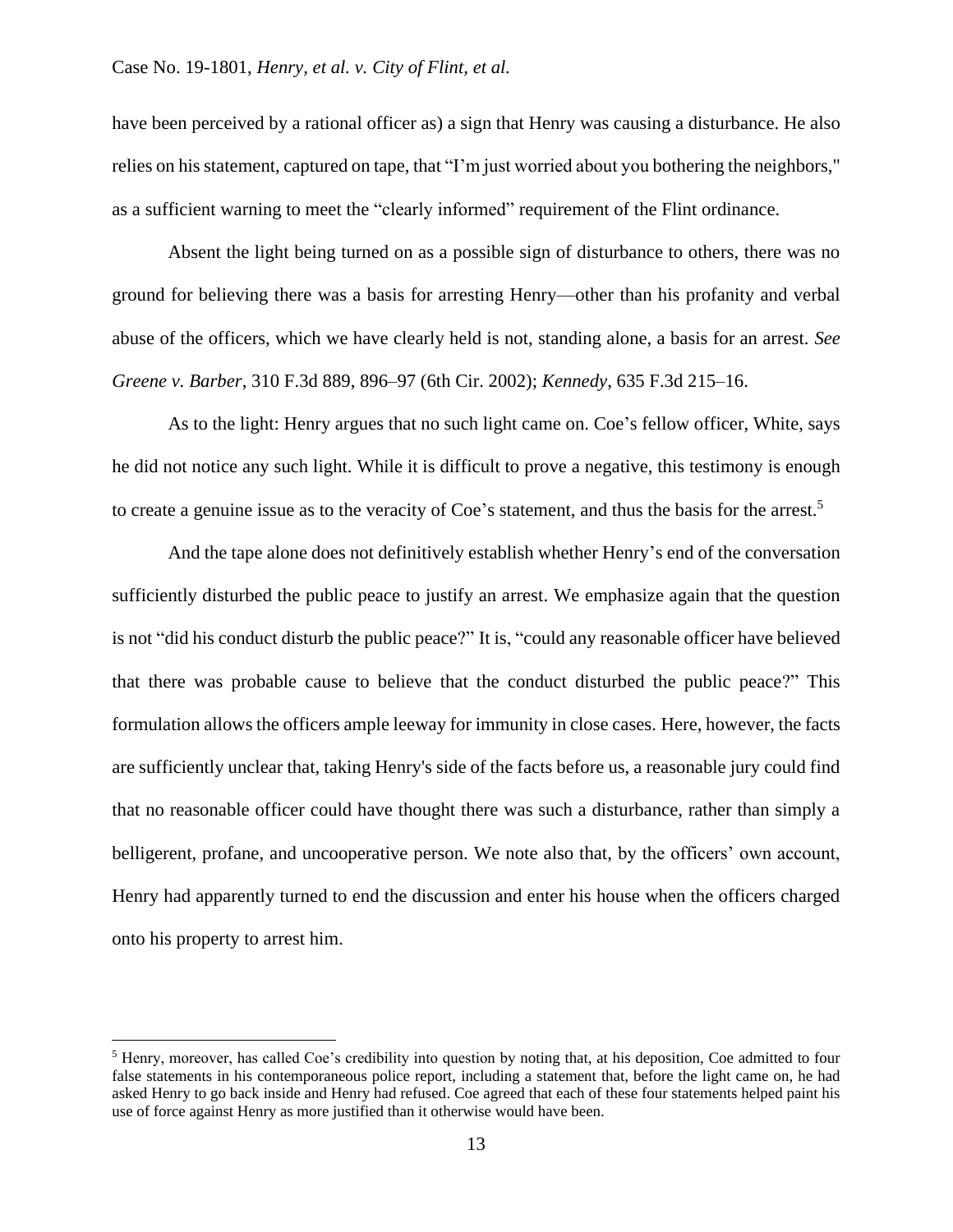have been perceived by a rational officer as) a sign that Henry was causing a disturbance. He also relies on his statement, captured on tape, that "I'm just worried about you bothering the neighbors," as a sufficient warning to meet the "clearly informed" requirement of the Flint ordinance.

Absent the light being turned on as a possible sign of disturbance to others, there was no ground for believing there was a basis for arresting Henry—other than his profanity and verbal abuse of the officers, which we have clearly held is not, standing alone, a basis for an arrest. *See Greene v. Barber*, 310 F.3d 889, 896–97 (6th Cir. 2002); *Kennedy*, 635 F.3d 215–16.

As to the light: Henry argues that no such light came on. Coe's fellow officer, White, says he did not notice any such light. While it is difficult to prove a negative, this testimony is enough to create a genuine issue as to the veracity of Coe's statement, and thus the basis for the arrest.[5]

And the tape alone does not definitively establish whether Henry's end of the conversation sufficiently disturbed the public peace to justify an arrest. We emphasize again that the question is not "did his conduct disturb the public peace?" It is, "could any reasonable officer have believed that there was probable cause to believe that the conduct disturbed the public peace?" This formulation allows the officers ample leeway for immunity in close cases. Here, however, the facts are sufficiently unclear that, taking Henry's side of the facts before us, a reasonable jury could find that no reasonable officer could have thought there was such a disturbance, rather than simply a belligerent, profane, and uncooperative person. We note also that, by the officers' own account, Henry had apparently turned to end the discussion and enter his house when the officers charged onto his property to arrest him.

---

[5] Henry, moreover, has called Coe's credibility into question by noting that, at his deposition, Coe admitted to four false statements in his contemporaneous police report, including a statement that, before the light came on, he had asked Henry to go back inside and Henry had refused. Coe agreed that each of these four statements helped paint his use of force against Henry as more justified than it otherwise would have been.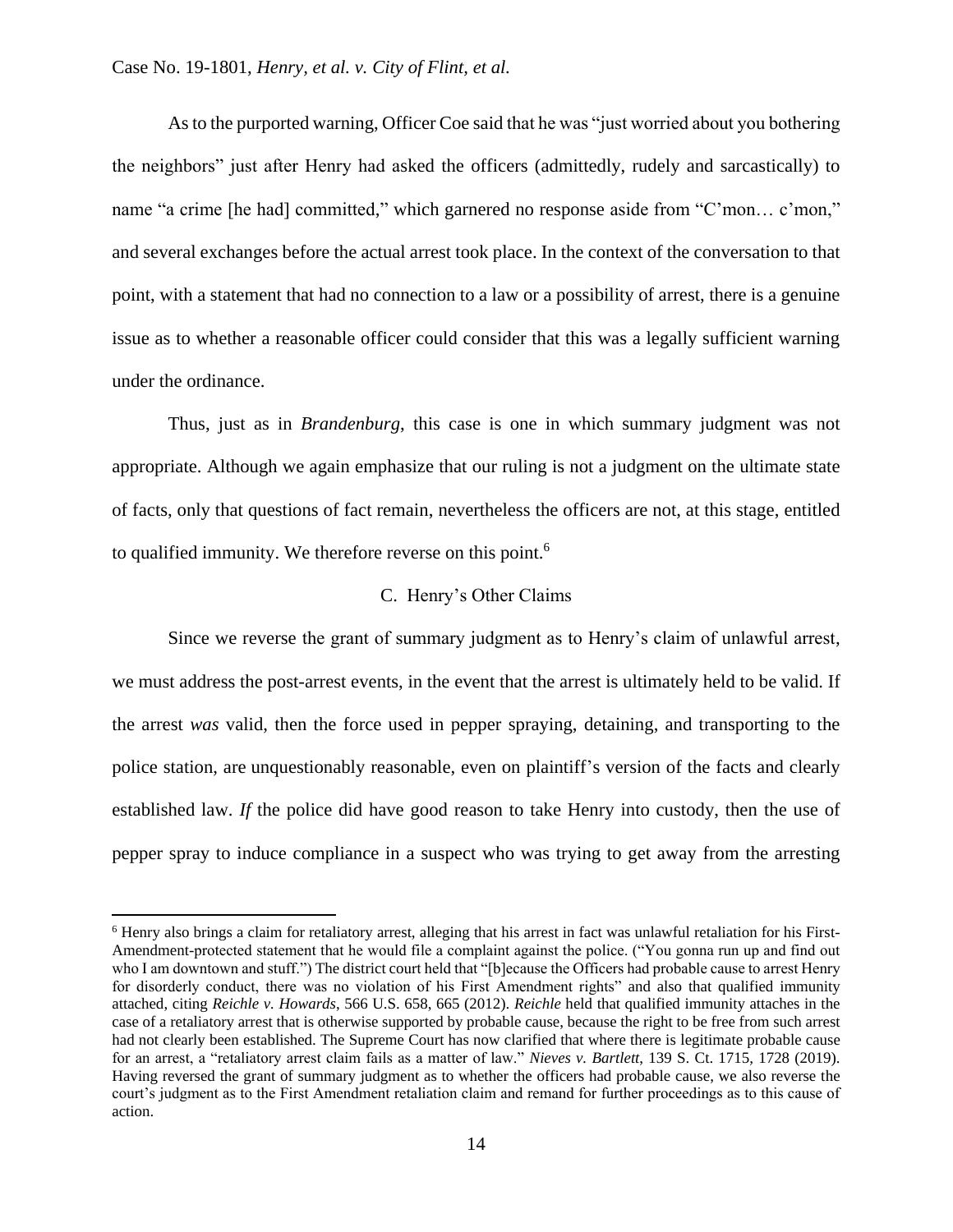As to the purported warning, Officer Coe said that he was "just worried about you bothering the neighbors" just after Henry had asked the officers (admittedly, rudely and sarcastically) to name "a crime [he had] committed," which garnered no response aside from "C'mon… c'mon," and several exchanges before the actual arrest took place. In the context of the conversation to that point, with a statement that had no connection to a law or a possibility of arrest, there is a genuine issue as to whether a reasonable officer could consider that this was a legally sufficient warning under the ordinance.

Thus, just as in *Brandenburg*, this case is one in which summary judgment was not appropriate. Although we again emphasize that our ruling is not a judgment on the ultimate state of facts, only that questions of fact remain, nevertheless the officers are not, at this stage, entitled to qualified immunity. We therefore reverse on this point.[6]

### C. Henry's Other Claims

Since we reverse the grant of summary judgment as to Henry's claim of unlawful arrest, we must address the post-arrest events, in the event that the arrest is ultimately held to be valid. If the arrest *was* valid, then the force used in pepper spraying, detaining, and transporting to the police station, are unquestionably reasonable, even on plaintiff's version of the facts and clearly established law. *If* the police did have good reason to take Henry into custody, then the use of pepper spray to induce compliance in a suspect who was trying to get away from the arresting

---

[6] Henry also brings a claim for retaliatory arrest, alleging that his arrest in fact was unlawful retaliation for his First-Amendment-protected statement that he would file a complaint against the police. ("You gonna run up and find out who I am downtown and stuff.") The district court held that "[b]ecause the Officers had probable cause to arrest Henry for disorderly conduct, there was no violation of his First Amendment rights" and also that qualified immunity attached, citing *Reichle v. Howards*, 566 U.S. 658, 665 (2012). *Reichle* held that qualified immunity attaches in the case of a retaliatory arrest that is otherwise supported by probable cause, because the right to be free from such arrest had not clearly been established. The Supreme Court has now clarified that where there is legitimate probable cause for an arrest, a "retaliatory arrest claim fails as a matter of law." *Nieves v. Bartlett*, 139 S. Ct. 1715, 1728 (2019). Having reversed the grant of summary judgment as to whether the officers had probable cause, we also reverse the court's judgment as to the First Amendment retaliation claim and remand for further proceedings as to this cause of action.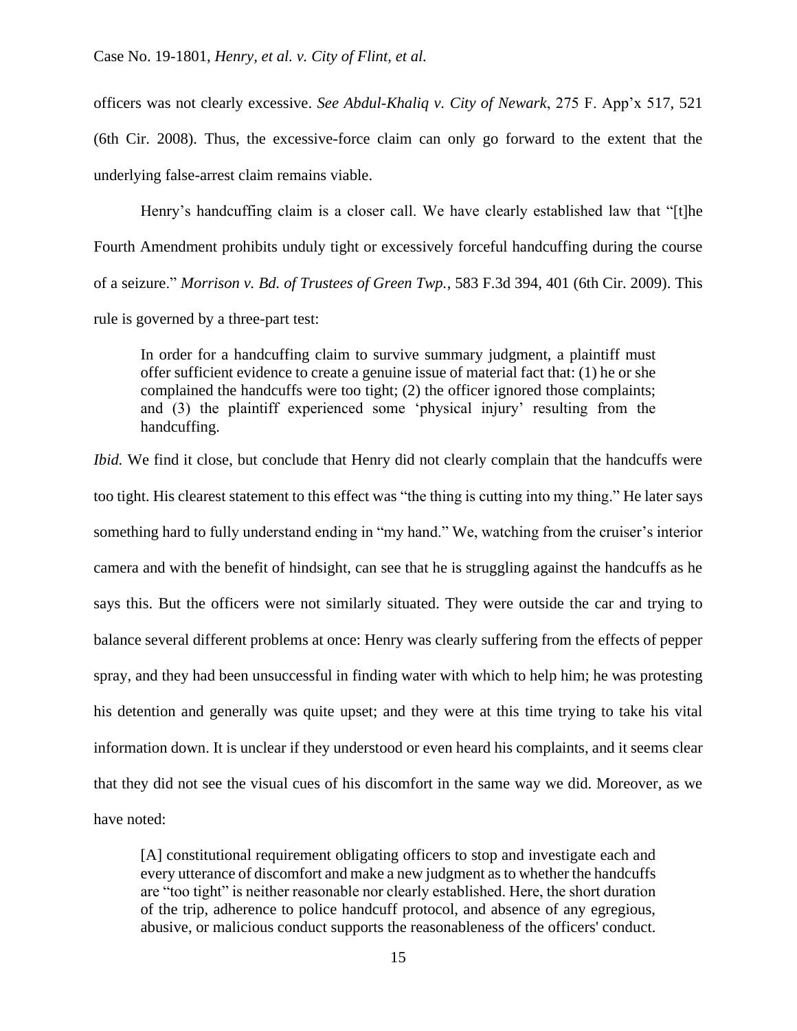officers was not clearly excessive. *See Abdul-Khaliq v. City of Newark*, 275 F. App'x 517, 521 (6th Cir. 2008). Thus, the excessive-force claim can only go forward to the extent that the underlying false-arrest claim remains viable.

Henry's handcuffing claim is a closer call. We have clearly established law that "[t]he Fourth Amendment prohibits unduly tight or excessively forceful handcuffing during the course of a seizure." *Morrison v. Bd. of Trustees of Green Twp.*, 583 F.3d 394, 401 (6th Cir. 2009). This rule is governed by a three-part test:

> In order for a handcuffing claim to survive summary judgment, a plaintiff must offer sufficient evidence to create a genuine issue of material fact that: (1) he or she complained the handcuffs were too tight; (2) the officer ignored those complaints; and (3) the plaintiff experienced some 'physical injury' resulting from the handcuffing.

*Ibid.* We find it close, but conclude that Henry did not clearly complain that the handcuffs were too tight. His clearest statement to this effect was "the thing is cutting into my thing." He later says something hard to fully understand ending in "my hand." We, watching from the cruiser's interior camera and with the benefit of hindsight, can see that he is struggling against the handcuffs as he says this. But the officers were not similarly situated. They were outside the car and trying to balance several different problems at once: Henry was clearly suffering from the effects of pepper spray, and they had been unsuccessful in finding water with which to help him; he was protesting his detention and generally was quite upset; and they were at this time trying to take his vital information down. It is unclear if they understood or even heard his complaints, and it seems clear that they did not see the visual cues of his discomfort in the same way we did. Moreover, as we have noted:

> [A] constitutional requirement obligating officers to stop and investigate each and every utterance of discomfort and make a new judgment as to whether the handcuffs are "too tight" is neither reasonable nor clearly established. Here, the short duration of the trip, adherence to police handcuff protocol, and absence of any egregious, abusive, or malicious conduct supports the reasonableness of the officers' conduct.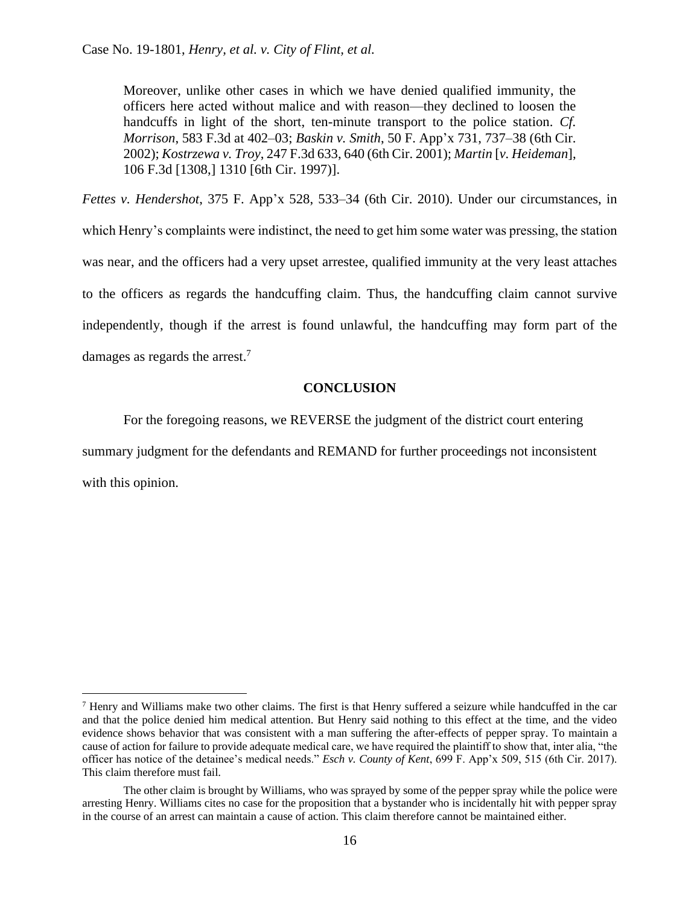> Moreover, unlike other cases in which we have denied qualified immunity, the officers here acted without malice and with reason—they declined to loosen the handcuffs in light of the short, ten-minute transport to the police station. *Cf. Morrison*, 583 F.3d at 402–03; *Baskin v. Smith*, 50 F. App'x 731, 737–38 (6th Cir. 2002); *Kostrzewa v. Troy*, 247 F.3d 633, 640 (6th Cir. 2001); *Martin* [*v. Heideman*], 106 F.3d [1308,] 1310 [6th Cir. 1997)].

*Fettes v. Hendershot*, 375 F. App'x 528, 533–34 (6th Cir. 2010). Under our circumstances, in which Henry's complaints were indistinct, the need to get him some water was pressing, the station was near, and the officers had a very upset arrestee, qualified immunity at the very least attaches to the officers as regards the handcuffing claim. Thus, the handcuffing claim cannot survive independently, though if the arrest is found unlawful, the handcuffing may form part of the damages as regards the arrest.[7]

**CONCLUSION**

For the foregoing reasons, we REVERSE the judgment of the district court entering summary judgment for the defendants and REMAND for further proceedings not inconsistent with this opinion.

---

[7] Henry and Williams make two other claims. The first is that Henry suffered a seizure while handcuffed in the car and that the police denied him medical attention. But Henry said nothing to this effect at the time, and the video evidence shows behavior that was consistent with a man suffering the after-effects of pepper spray. To maintain a cause of action for failure to provide adequate medical care, we have required the plaintiff to show that, inter alia, "the officer has notice of the detainee's medical needs." *Esch v. County of Kent*, 699 F. App'x 509, 515 (6th Cir. 2017). This claim therefore must fail.

The other claim is brought by Williams, who was sprayed by some of the pepper spray while the police were arresting Henry. Williams cites no case for the proposition that a bystander who is incidentally hit with pepper spray in the course of an arrest can maintain a cause of action. This claim therefore cannot be maintained either.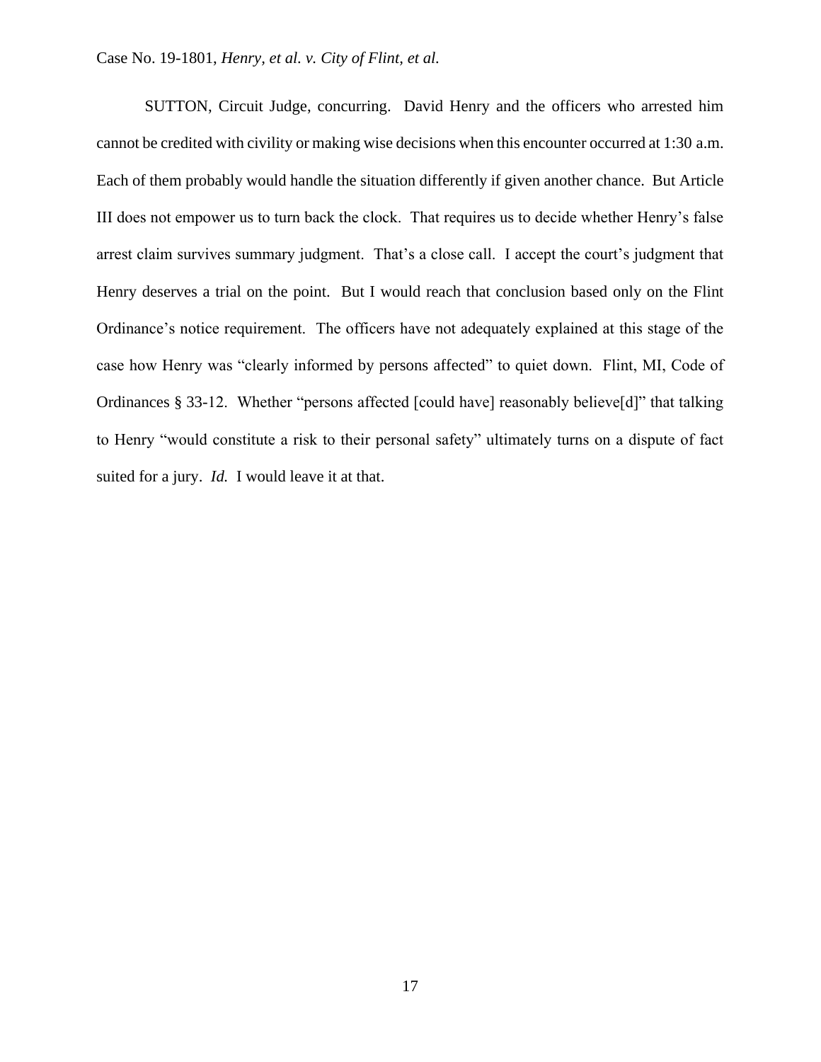SUTTON, Circuit Judge, concurring. David Henry and the officers who arrested him cannot be credited with civility or making wise decisions when this encounter occurred at 1:30 a.m. Each of them probably would handle the situation differently if given another chance. But Article III does not empower us to turn back the clock. That requires us to decide whether Henry's false arrest claim survives summary judgment. That's a close call. I accept the court's judgment that Henry deserves a trial on the point. But I would reach that conclusion based only on the Flint Ordinance's notice requirement. The officers have not adequately explained at this stage of the case how Henry was "clearly informed by persons affected" to quiet down. Flint, MI, Code of Ordinances § 33-12. Whether "persons affected [could have] reasonably believe[d]" that talking to Henry "would constitute a risk to their personal safety" ultimately turns on a dispute of fact suited for a jury. *Id.* I would leave it at that.